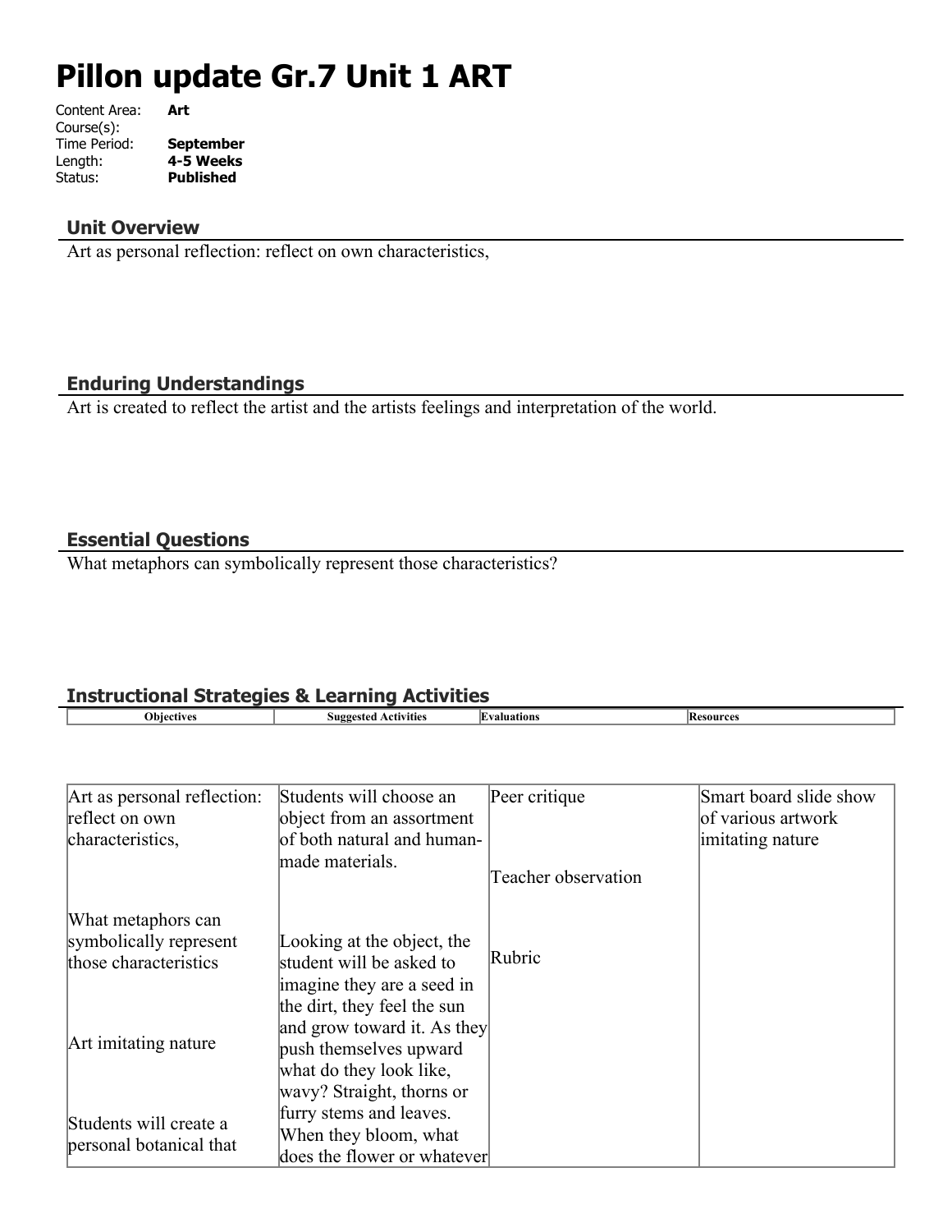# Pillon update Gr.7 Unit 1 ART

Content Area: **Art**
Course(s):
Time Period: **September**
Length: **4-5 Weeks**
Status: **Published**

## Unit Overview

Art as personal reflection: reflect on own characteristics,

## Enduring Understandings

Art is created to reflect the artist and the artists feelings and interpretation of the world.

## Essential Questions

What metaphors can symbolically represent those characteristics?

## Instructional Strategies & Learning Activities

| Objectives | Suggested Activities | Evaluations | Resources |
|---|---|---|---|
| Art as personal reflection: reflect on own characteristics,<br><br>What metaphors can symbolically represent those characteristics<br><br>Art imitating nature<br><br>Students will create a personal botanical that | Students will choose an object from an assortment of both natural and human-made materials.<br><br>Looking at the object, the student will be asked to imagine they are a seed in the dirt, they feel the sun and grow toward it. As they push themselves upward what do they look like, wavy? Straight, thorns or furry stems and leaves. When they bloom, what does the flower or whatever | Peer critique<br><br>Teacher observation<br><br>Rubric | Smart board slide show of various artwork imitating nature |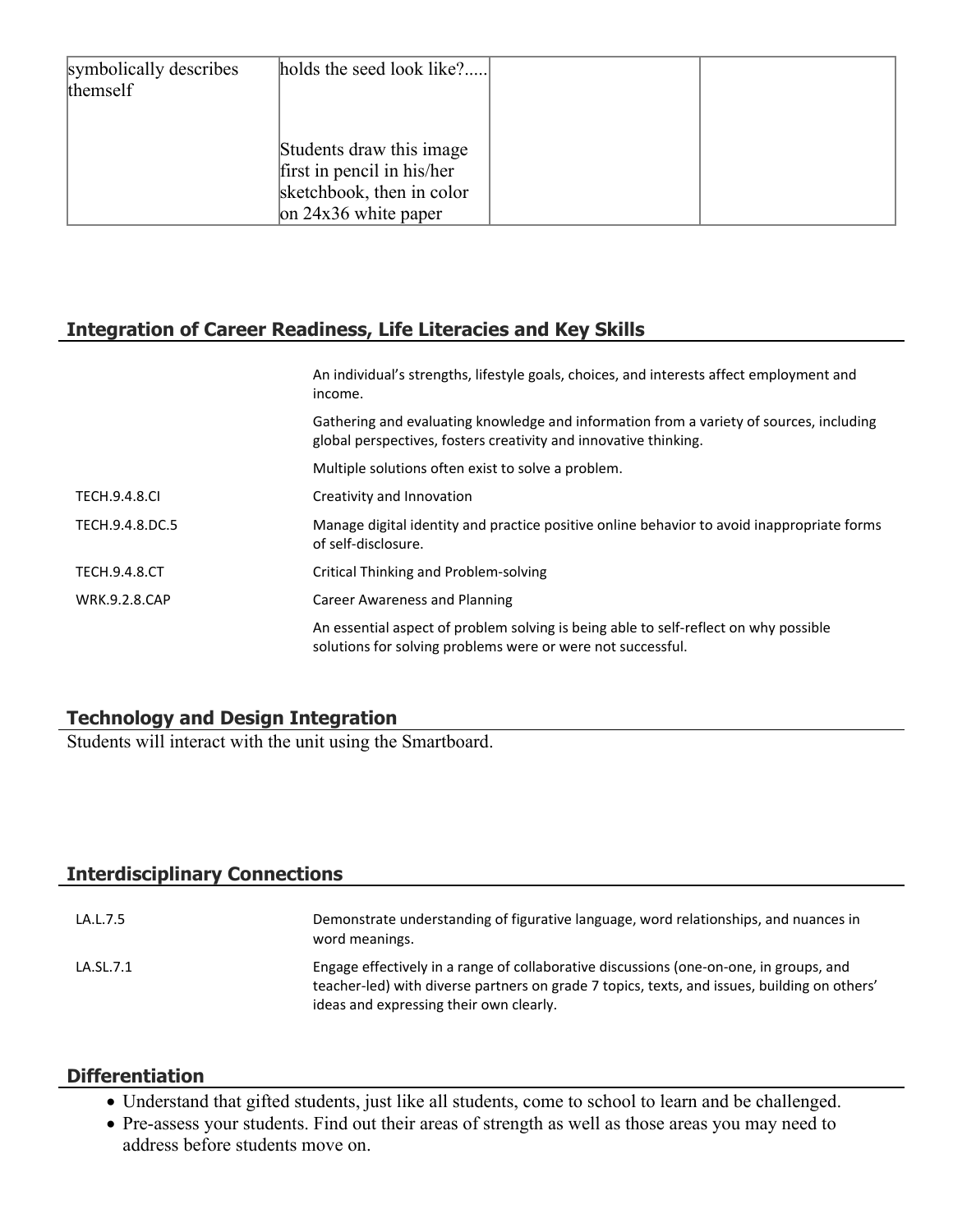| symbolically describes themself | holds the seed look like?.....<br><br>Students draw this image first in pencil in his/her sketchbook, then in color on 24x36 white paper | | |
|---|---|---|---|

## Integration of Career Readiness, Life Literacies and Key Skills

| | |
|---|---|
| | An individual's strengths, lifestyle goals, choices, and interests affect employment and income. |
| | Gathering and evaluating knowledge and information from a variety of sources, including global perspectives, fosters creativity and innovative thinking. |
| | Multiple solutions often exist to solve a problem. |
| TECH.9.4.8.CI | Creativity and Innovation |
| TECH.9.4.8.DC.5 | Manage digital identity and practice positive online behavior to avoid inappropriate forms of self-disclosure. |
| TECH.9.4.8.CT | Critical Thinking and Problem-solving |
| WRK.9.2.8.CAP | Career Awareness and Planning |
| | An essential aspect of problem solving is being able to self-reflect on why possible solutions for solving problems were or were not successful. |

## Technology and Design Integration

Students will interact with the unit using the Smartboard.

## Interdisciplinary Connections

| | |
|---|---|
| LA.L.7.5 | Demonstrate understanding of figurative language, word relationships, and nuances in word meanings. |
| LA.SL.7.1 | Engage effectively in a range of collaborative discussions (one-on-one, in groups, and teacher-led) with diverse partners on grade 7 topics, texts, and issues, building on others' ideas and expressing their own clearly. |

## Differentiation

- Understand that gifted students, just like all students, come to school to learn and be challenged.
- Pre-assess your students. Find out their areas of strength as well as those areas you may need to address before students move on.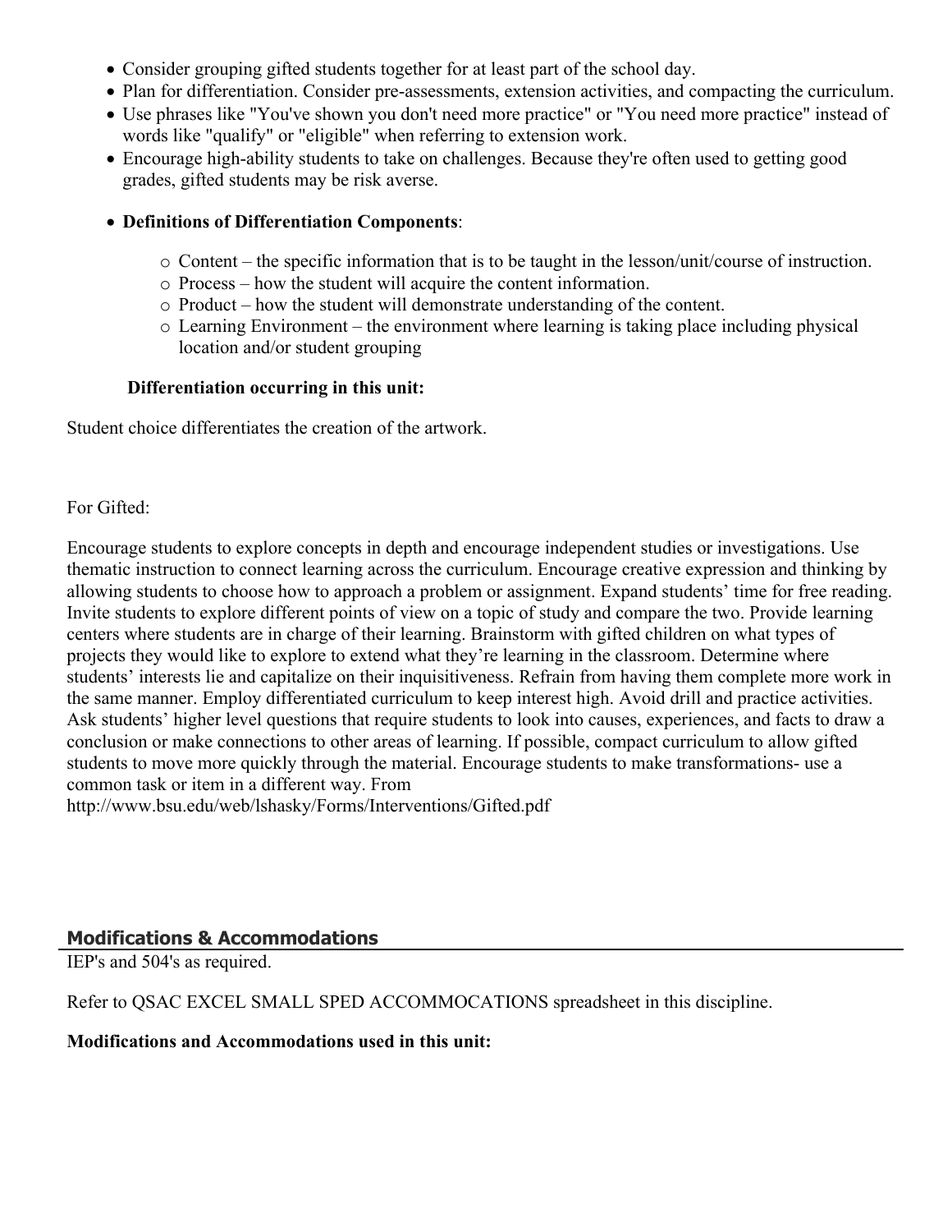- Consider grouping gifted students together for at least part of the school day.
- Plan for differentiation. Consider pre-assessments, extension activities, and compacting the curriculum.
- Use phrases like "You've shown you don't need more practice" or "You need more practice" instead of words like "qualify" or "eligible" when referring to extension work.
- Encourage high-ability students to take on challenges. Because they're often used to getting good grades, gifted students may be risk averse.
- **Definitions of Differentiation Components**:
    - Content – the specific information that is to be taught in the lesson/unit/course of instruction.
    - Process – how the student will acquire the content information.
    - Product – how the student will demonstrate understanding of the content.
    - Learning Environment – the environment where learning is taking place including physical location and/or student grouping

**Differentiation occurring in this unit:**

Student choice differentiates the creation of the artwork.

For Gifted:

Encourage students to explore concepts in depth and encourage independent studies or investigations. Use thematic instruction to connect learning across the curriculum. Encourage creative expression and thinking by allowing students to choose how to approach a problem or assignment. Expand students' time for free reading. Invite students to explore different points of view on a topic of study and compare the two. Provide learning centers where students are in charge of their learning. Brainstorm with gifted children on what types of projects they would like to explore to extend what they're learning in the classroom. Determine where students' interests lie and capitalize on their inquisitiveness. Refrain from having them complete more work in the same manner. Employ differentiated curriculum to keep interest high. Avoid drill and practice activities. Ask students' higher level questions that require students to look into causes, experiences, and facts to draw a conclusion or make connections to other areas of learning. If possible, compact curriculum to allow gifted students to move more quickly through the material. Encourage students to make transformations- use a common task or item in a different way. From http://www.bsu.edu/web/lshasky/Forms/Interventions/Gifted.pdf

## Modifications & Accommodations

IEP's and 504's as required.

Refer to QSAC EXCEL SMALL SPED ACCOMMOCATIONS spreadsheet in this discipline.

**Modifications and Accommodations used in this unit:**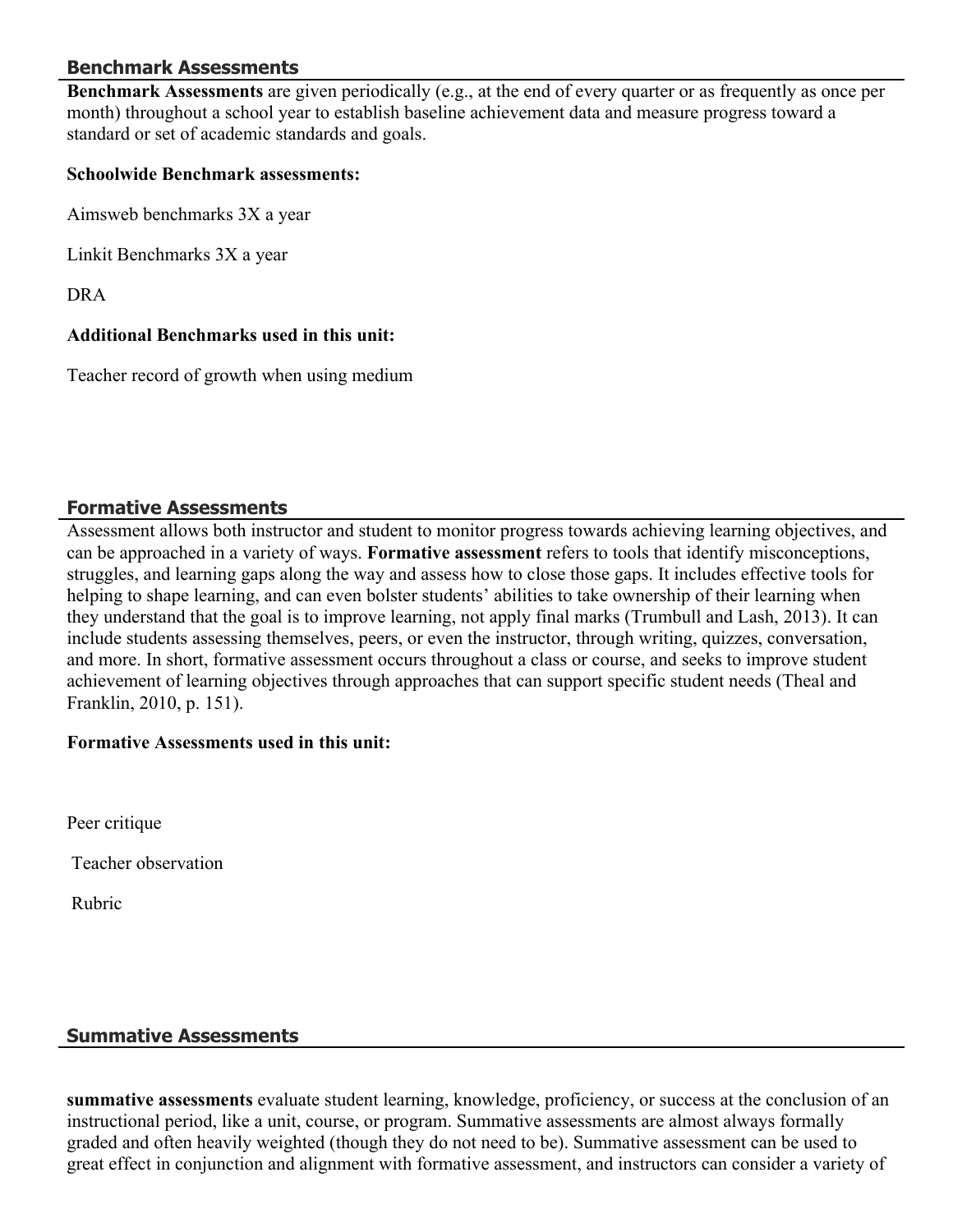## Benchmark Assessments

**Benchmark Assessments** are given periodically (e.g., at the end of every quarter or as frequently as once per month) throughout a school year to establish baseline achievement data and measure progress toward a standard or set of academic standards and goals.

**Schoolwide Benchmark assessments:**

Aimsweb benchmarks 3X a year

Linkit Benchmarks 3X a year

DRA

**Additional Benchmarks used in this unit:**

Teacher record of growth when using medium

## Formative Assessments

Assessment allows both instructor and student to monitor progress towards achieving learning objectives, and can be approached in a variety of ways. **Formative assessment** refers to tools that identify misconceptions, struggles, and learning gaps along the way and assess how to close those gaps. It includes effective tools for helping to shape learning, and can even bolster students' abilities to take ownership of their learning when they understand that the goal is to improve learning, not apply final marks (Trumbull and Lash, 2013). It can include students assessing themselves, peers, or even the instructor, through writing, quizzes, conversation, and more. In short, formative assessment occurs throughout a class or course, and seeks to improve student achievement of learning objectives through approaches that can support specific student needs (Theal and Franklin, 2010, p. 151).

**Formative Assessments used in this unit:**

Peer critique

Teacher observation

Rubric

## Summative Assessments

**summative assessments** evaluate student learning, knowledge, proficiency, or success at the conclusion of an instructional period, like a unit, course, or program. Summative assessments are almost always formally graded and often heavily weighted (though they do not need to be). Summative assessment can be used to great effect in conjunction and alignment with formative assessment, and instructors can consider a variety of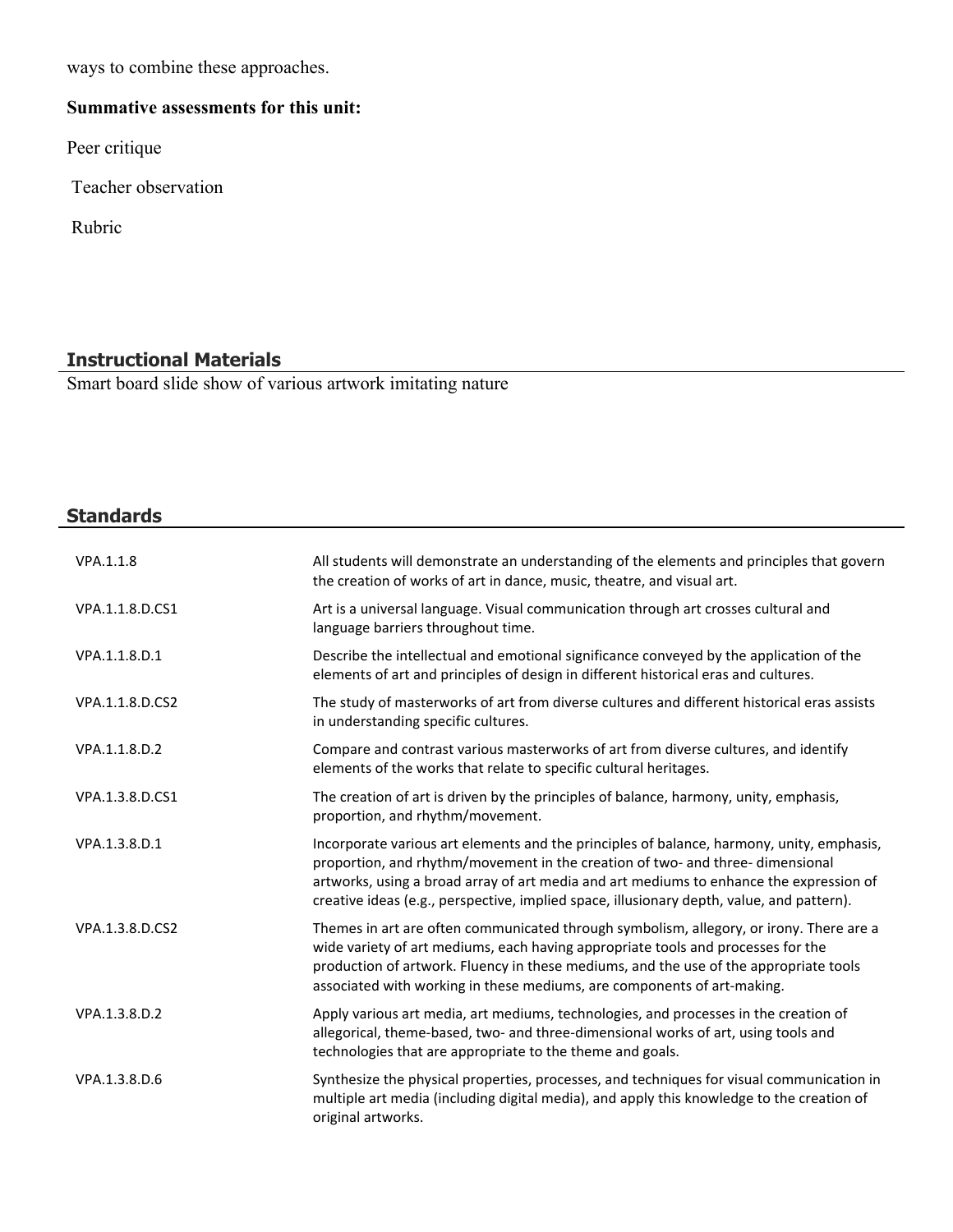ways to combine these approaches.

**Summative assessments for this unit:**

Peer critique

Teacher observation

Rubric

## Instructional Materials

Smart board slide show of various artwork imitating nature

## Standards

| | |
|---|---|
| VPA.1.1.8 | All students will demonstrate an understanding of the elements and principles that govern the creation of works of art in dance, music, theatre, and visual art. |
| VPA.1.1.8.D.CS1 | Art is a universal language. Visual communication through art crosses cultural and language barriers throughout time. |
| VPA.1.1.8.D.1 | Describe the intellectual and emotional significance conveyed by the application of the elements of art and principles of design in different historical eras and cultures. |
| VPA.1.1.8.D.CS2 | The study of masterworks of art from diverse cultures and different historical eras assists in understanding specific cultures. |
| VPA.1.1.8.D.2 | Compare and contrast various masterworks of art from diverse cultures, and identify elements of the works that relate to specific cultural heritages. |
| VPA.1.3.8.D.CS1 | The creation of art is driven by the principles of balance, harmony, unity, emphasis, proportion, and rhythm/movement. |
| VPA.1.3.8.D.1 | Incorporate various art elements and the principles of balance, harmony, unity, emphasis, proportion, and rhythm/movement in the creation of two- and three- dimensional artworks, using a broad array of art media and art mediums to enhance the expression of creative ideas (e.g., perspective, implied space, illusionary depth, value, and pattern). |
| VPA.1.3.8.D.CS2 | Themes in art are often communicated through symbolism, allegory, or irony. There are a wide variety of art mediums, each having appropriate tools and processes for the production of artwork. Fluency in these mediums, and the use of the appropriate tools associated with working in these mediums, are components of art-making. |
| VPA.1.3.8.D.2 | Apply various art media, art mediums, technologies, and processes in the creation of allegorical, theme-based, two- and three-dimensional works of art, using tools and technologies that are appropriate to the theme and goals. |
| VPA.1.3.8.D.6 | Synthesize the physical properties, processes, and techniques for visual communication in multiple art media (including digital media), and apply this knowledge to the creation of original artworks. |